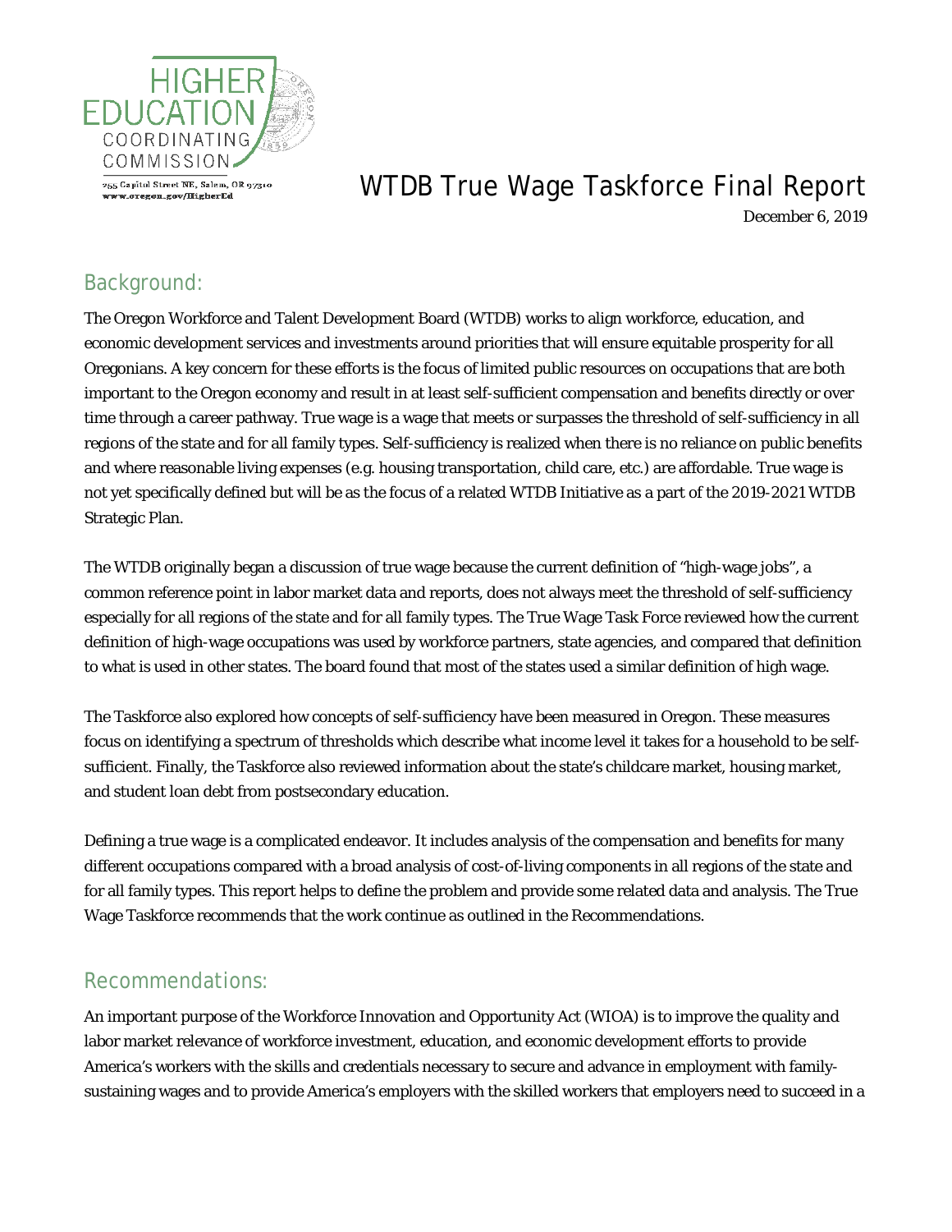HIGHER EDUCATION COORDINATING COMMISSION

255 Capitol Street NE, Salem, OR 97310
www.oregon.gov/HigherEd

# WTDB True Wage Taskforce Final Report

December 6, 2019

## Background:

The Oregon Workforce and Talent Development Board (WTDB) works to align workforce, education, and economic development services and investments around priorities that will ensure equitable prosperity for all Oregonians. A key concern for these efforts is the focus of limited public resources on occupations that are both important to the Oregon economy and result in at least self-sufficient compensation and benefits directly or over time through a career pathway. True wage is a wage that meets or surpasses the threshold of self-sufficiency in all regions of the state and for all family types. Self-sufficiency is realized when there is no reliance on public benefits and where reasonable living expenses (e.g. housing transportation, child care, etc.) are affordable. True wage is not yet specifically defined but will be as the focus of a related WTDB Initiative as a part of the 2019-2021 WTDB Strategic Plan.

The WTDB originally began a discussion of true wage because the current definition of "high-wage jobs", a common reference point in labor market data and reports, does not always meet the threshold of self-sufficiency especially for all regions of the state and for all family types. The True Wage Task Force reviewed how the current definition of high-wage occupations was used by workforce partners, state agencies, and compared that definition to what is used in other states. The board found that most of the states used a similar definition of high wage.

The Taskforce also explored how concepts of self-sufficiency have been measured in Oregon. These measures focus on identifying a spectrum of thresholds which describe what income level it takes for a household to be self-sufficient. Finally, the Taskforce also reviewed information about the state's childcare market, housing market, and student loan debt from postsecondary education.

Defining a true wage is a complicated endeavor. It includes analysis of the compensation and benefits for many different occupations compared with a broad analysis of cost-of-living components in all regions of the state and for all family types. This report helps to define the problem and provide some related data and analysis. The True Wage Taskforce recommends that the work continue as outlined in the Recommendations.

## Recommendations:

An important purpose of the Workforce Innovation and Opportunity Act (WIOA) is to improve the quality and labor market relevance of workforce investment, education, and economic development efforts to provide America's workers with the skills and credentials necessary to secure and advance in employment with family-sustaining wages and to provide America's employers with the skilled workers that employers need to succeed in a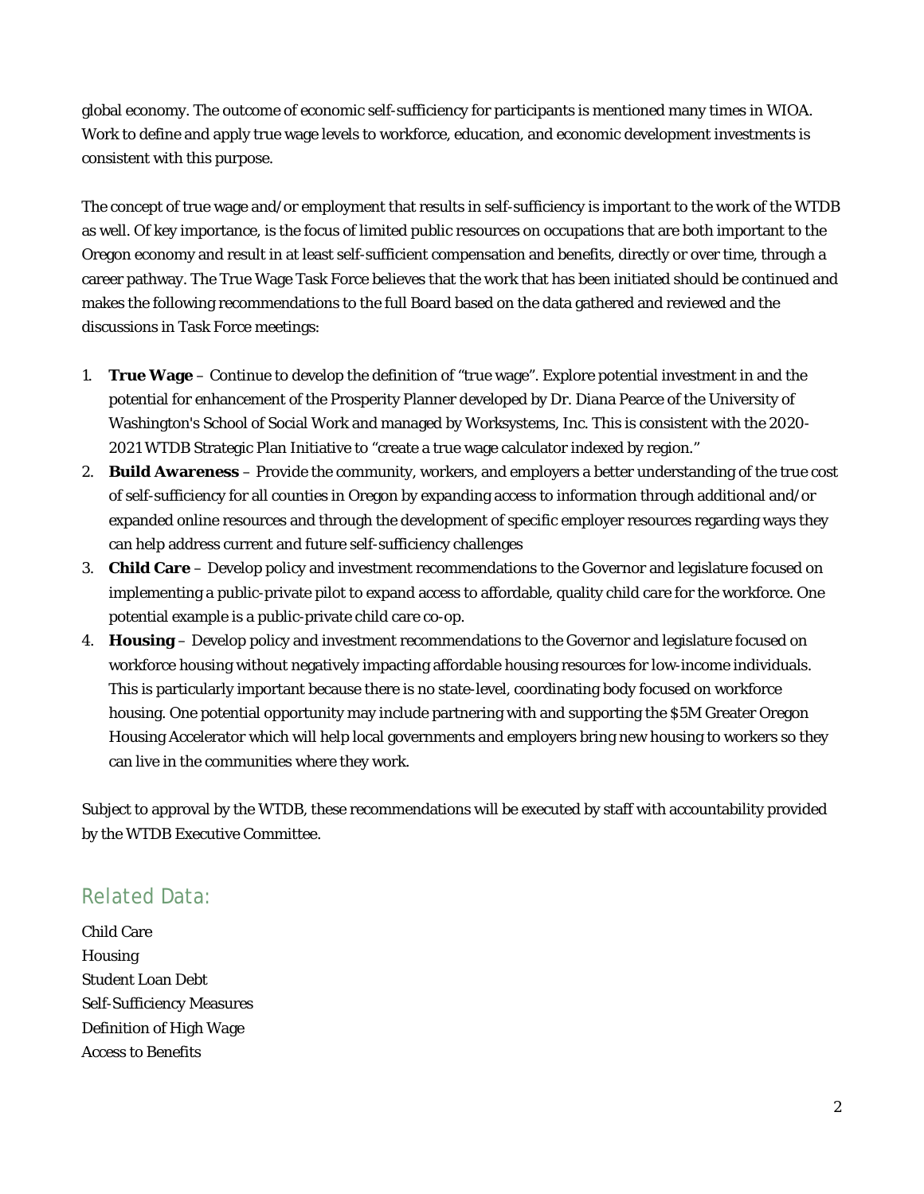global economy. The outcome of economic self-sufficiency for participants is mentioned many times in WIOA. Work to define and apply true wage levels to workforce, education, and economic development investments is consistent with this purpose.

The concept of true wage and/or employment that results in self-sufficiency is important to the work of the WTDB as well. Of key importance, is the focus of limited public resources on occupations that are both important to the Oregon economy and result in at least self-sufficient compensation and benefits, directly or over time, through a career pathway. The True Wage Task Force believes that the work that has been initiated should be continued and makes the following recommendations to the full Board based on the data gathered and reviewed and the discussions in Task Force meetings:

1. **True Wage** – Continue to develop the definition of "true wage". Explore potential investment in and the potential for enhancement of the Prosperity Planner developed by Dr. Diana Pearce of the University of Washington's School of Social Work and managed by Worksystems, Inc. This is consistent with the 2020-2021 WTDB Strategic Plan Initiative to "create a true wage calculator indexed by region."
2. **Build Awareness** – Provide the community, workers, and employers a better understanding of the true cost of self-sufficiency for all counties in Oregon by expanding access to information through additional and/or expanded online resources and through the development of specific employer resources regarding ways they can help address current and future self-sufficiency challenges
3. **Child Care** – Develop policy and investment recommendations to the Governor and legislature focused on implementing a public-private pilot to expand access to affordable, quality child care for the workforce. One potential example is a public-private child care co-op.
4. **Housing** – Develop policy and investment recommendations to the Governor and legislature focused on workforce housing without negatively impacting affordable housing resources for low-income individuals. This is particularly important because there is no state-level, coordinating body focused on workforce housing. One potential opportunity may include partnering with and supporting the $5M Greater Oregon Housing Accelerator which will help local governments and employers bring new housing to workers so they can live in the communities where they work.

Subject to approval by the WTDB, these recommendations will be executed by staff with accountability provided by the WTDB Executive Committee.

## Related Data:

Child Care
Housing
Student Loan Debt
Self-Sufficiency Measures
Definition of High Wage
Access to Benefits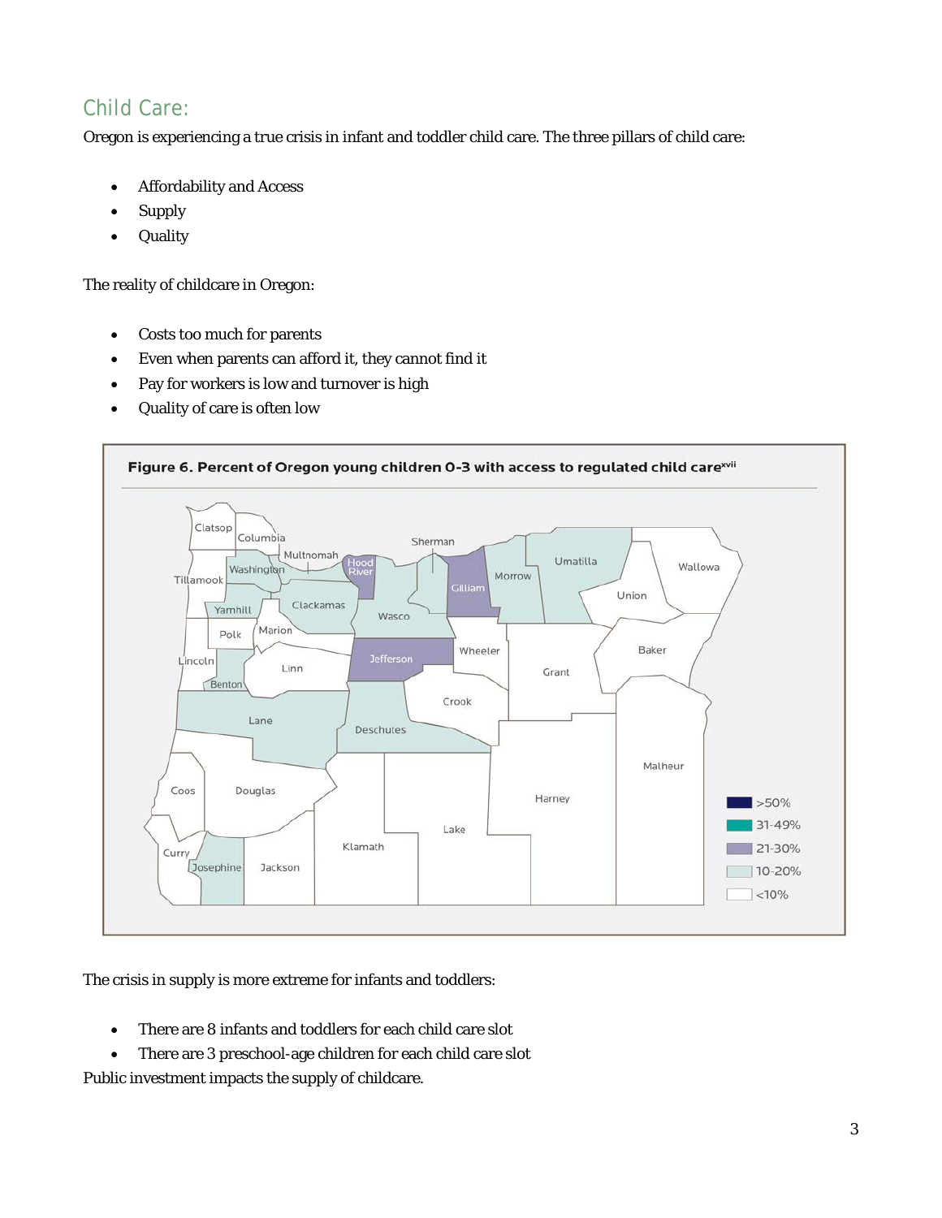## Child Care:

Oregon is experiencing a true crisis in infant and toddler child care. The three pillars of child care:

- Affordability and Access
- Supply
- Quality

The reality of childcare in Oregon:

- Costs too much for parents
- Even when parents can afford it, they cannot find it
- Pay for workers is low and turnover is high
- Quality of care is often low

**Figure 6. Percent of Oregon young children 0-3 with access to regulated child care**[xvii]

The crisis in supply is more extreme for infants and toddlers:

- There are 8 infants and toddlers for each child care slot
- There are 3 preschool-age children for each child care slot

Public investment impacts the supply of childcare.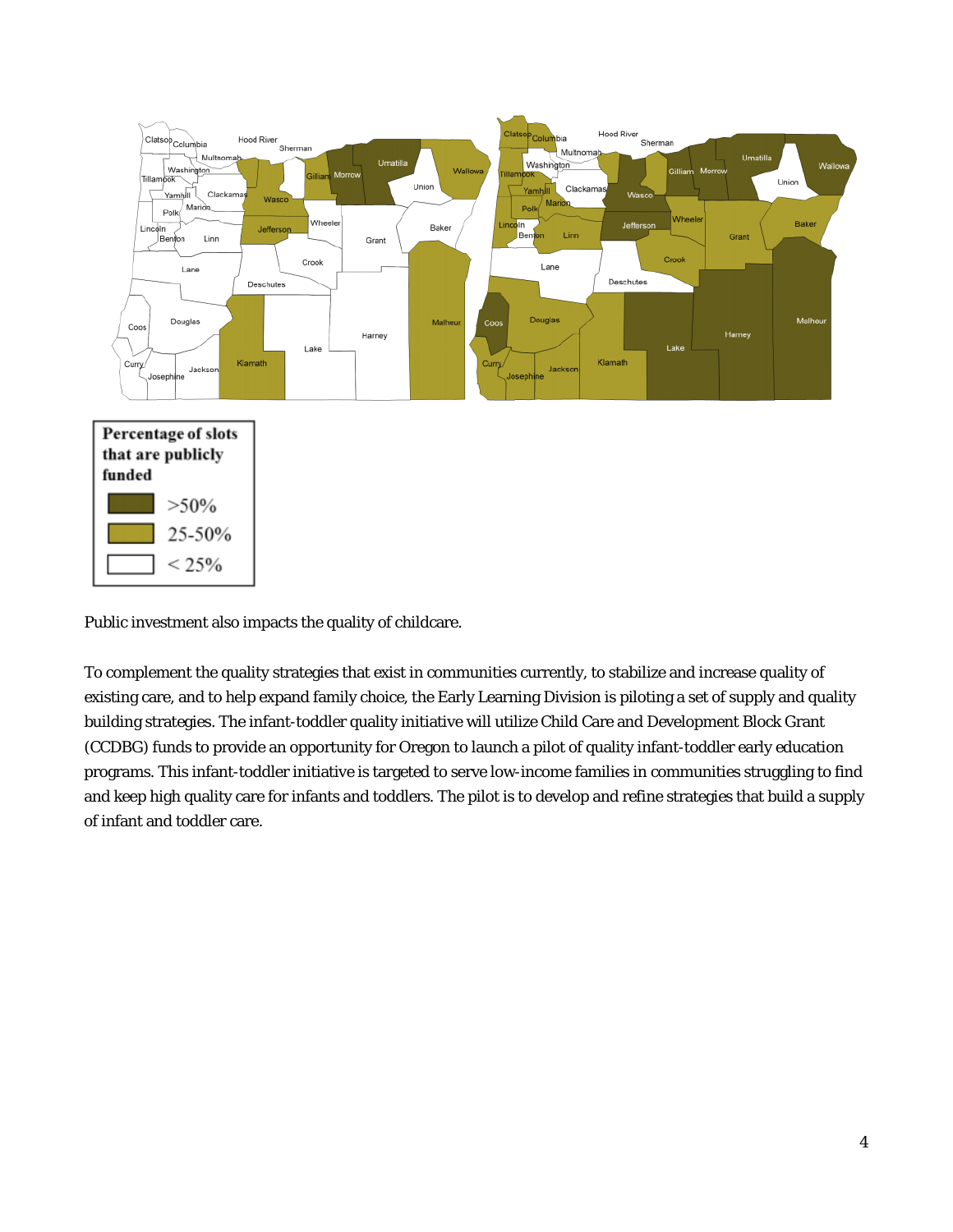Percentage of slots that are publicly funded

- >50%
- 25-50%
- < 25%

Public investment also impacts the quality of childcare.

To complement the quality strategies that exist in communities currently, to stabilize and increase quality of existing care, and to help expand family choice, the Early Learning Division is piloting a set of supply and quality building strategies. The infant-toddler quality initiative will utilize Child Care and Development Block Grant (CCDBG) funds to provide an opportunity for Oregon to launch a pilot of quality infant-toddler early education programs. This infant-toddler initiative is targeted to serve low-income families in communities struggling to find and keep high quality care for infants and toddlers. The pilot is to develop and refine strategies that build a supply of infant and toddler care.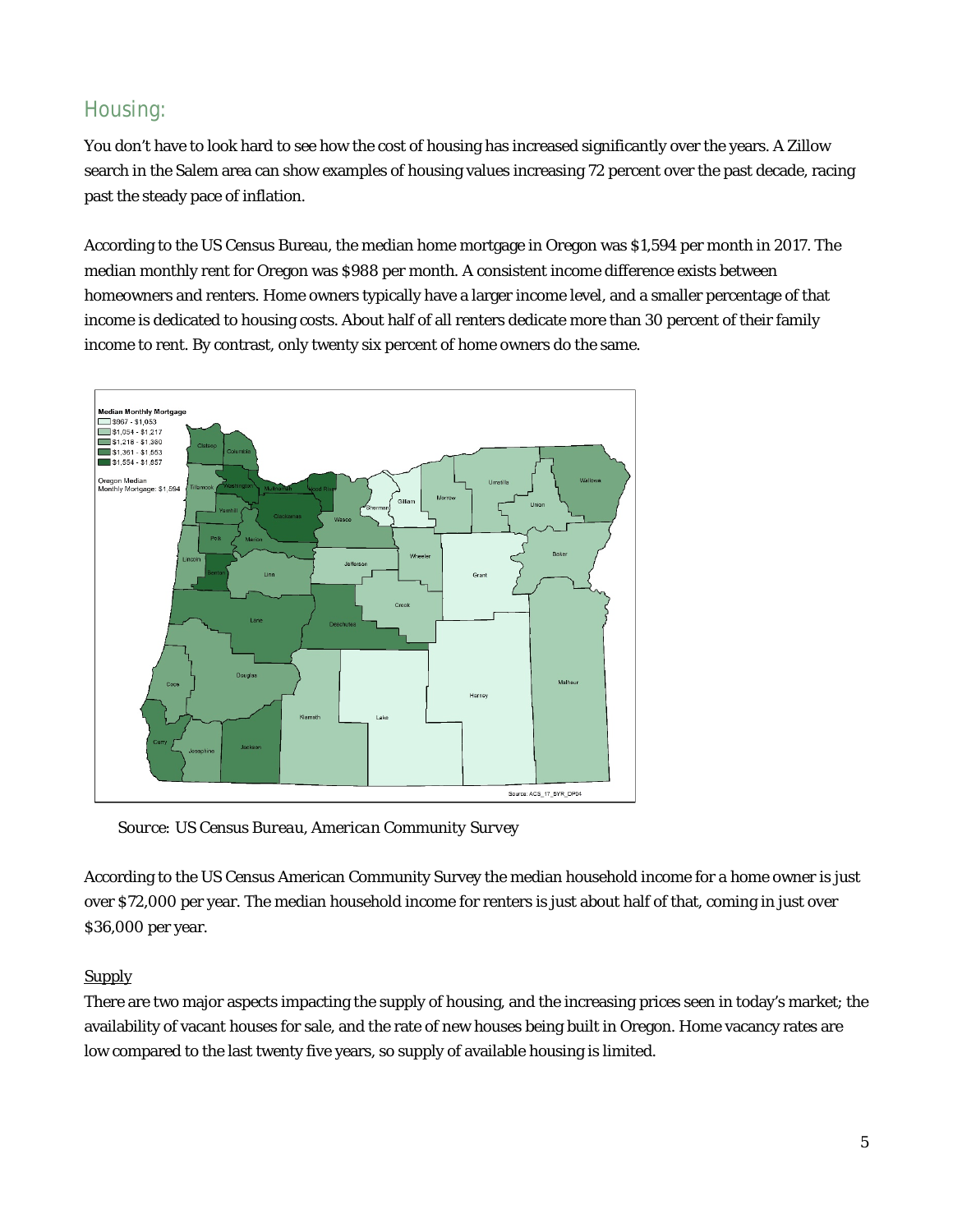## Housing:

You don't have to look hard to see how the cost of housing has increased significantly over the years. A Zillow search in the Salem area can show examples of housing values increasing 72 percent over the past decade, racing past the steady pace of inflation.

According to the US Census Bureau, the median home mortgage in Oregon was $1,594 per month in 2017. The median monthly rent for Oregon was $988 per month. A consistent income difference exists between homeowners and renters. Home owners typically have a larger income level, and a smaller percentage of that income is dedicated to housing costs. About half of all renters dedicate more than 30 percent of their family income to rent. By contrast, only twenty six percent of home owners do the same.

*Source: US Census Bureau, American Community Survey*

According to the US Census American Community Survey the median household income for a home owner is just over $72,000 per year. The median household income for renters is just about half of that, coming in just over $36,000 per year.

<u>Supply</u>

There are two major aspects impacting the supply of housing, and the increasing prices seen in today's market; the availability of vacant houses for sale, and the rate of new houses being built in Oregon. Home vacancy rates are low compared to the last twenty five years, so supply of available housing is limited.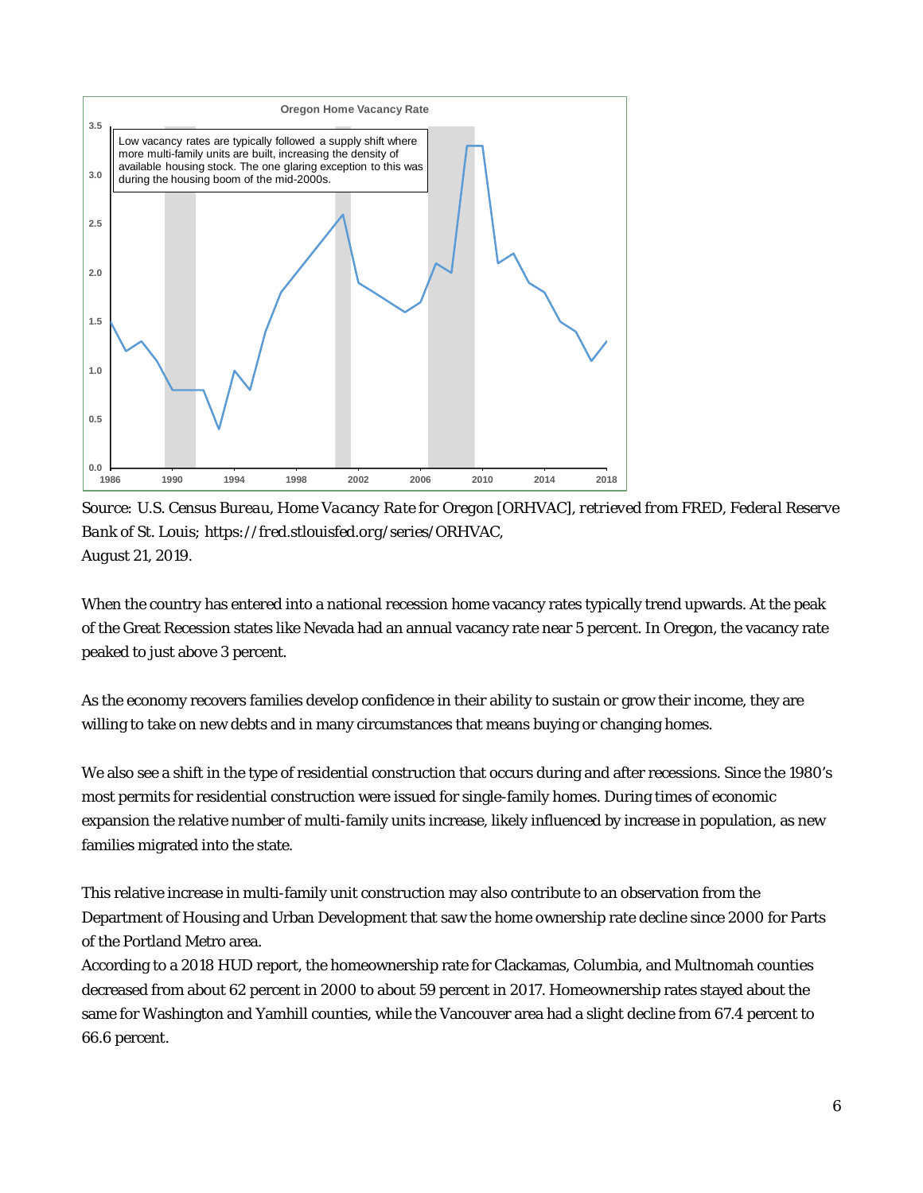**Oregon Home Vacancy Rate**

Low vacancy rates are typically followed a supply shift where more multi-family units are built, increasing the density of available housing stock. The one glaring exception to this was during the housing boom of the mid-2000s.

*Source: U.S. Census Bureau, Home Vacancy Rate for Oregon [ORHVAC], retrieved from FRED, Federal Reserve Bank of St. Louis;* https://fred.stlouisfed.org/series/ORHVAC, August 21, 2019.

When the country has entered into a national recession home vacancy rates typically trend upwards. At the peak of the Great Recession states like Nevada had an annual vacancy rate near 5 percent. In Oregon, the vacancy rate peaked to just above 3 percent.

As the economy recovers families develop confidence in their ability to sustain or grow their income, they are willing to take on new debts and in many circumstances that means buying or changing homes.

We also see a shift in the type of residential construction that occurs during and after recessions. Since the 1980's most permits for residential construction were issued for single-family homes. During times of economic expansion the relative number of multi-family units increase, likely influenced by increase in population, as new families migrated into the state.

This relative increase in multi-family unit construction may also contribute to an observation from the Department of Housing and Urban Development that saw the home ownership rate decline since 2000 for Parts of the Portland Metro area.
According to a 2018 HUD report, the homeownership rate for Clackamas, Columbia, and Multnomah counties decreased from about 62 percent in 2000 to about 59 percent in 2017. Homeownership rates stayed about the same for Washington and Yamhill counties, while the Vancouver area had a slight decline from 67.4 percent to 66.6 percent.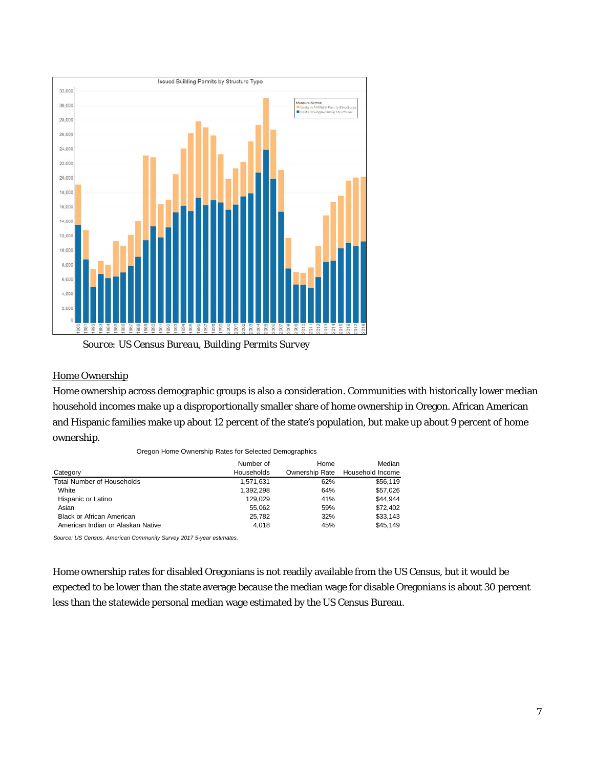Source: US Census Bureau, Building Permits Survey

Home Ownership

Home ownership across demographic groups is also a consideration. Communities with historically lower median household incomes make up a disproportionally smaller share of home ownership in Oregon. African American and Hispanic families make up about 12 percent of the state's population, but make up about 9 percent of home ownership.

Oregon Home Ownership Rates for Selected Demographics

| Category | Number of Households | Home Ownership Rate | Median Household Income |
| --- | --- | --- | --- |
| Total Number of Households | 1,571,631 | 62% | $56,119 |
| White | 1,392,298 | 64% | $57,026 |
| Hispanic or Latino | 129,029 | 41% | $44,944 |
| Asian | 55,062 | 59% | $72,402 |
| Black or African American | 25,782 | 32% | $33,143 |
| American Indian or Alaskan Native | 4,018 | 45% | $45,149 |

*Source: US Census, American Community Survey 2017 5-year estimates.*

Home ownership rates for disabled Oregonians is not readily available from the US Census, but it would be expected to be lower than the state average because the median wage for disable Oregonians is about 30 percent less than the statewide personal median wage estimated by the US Census Bureau.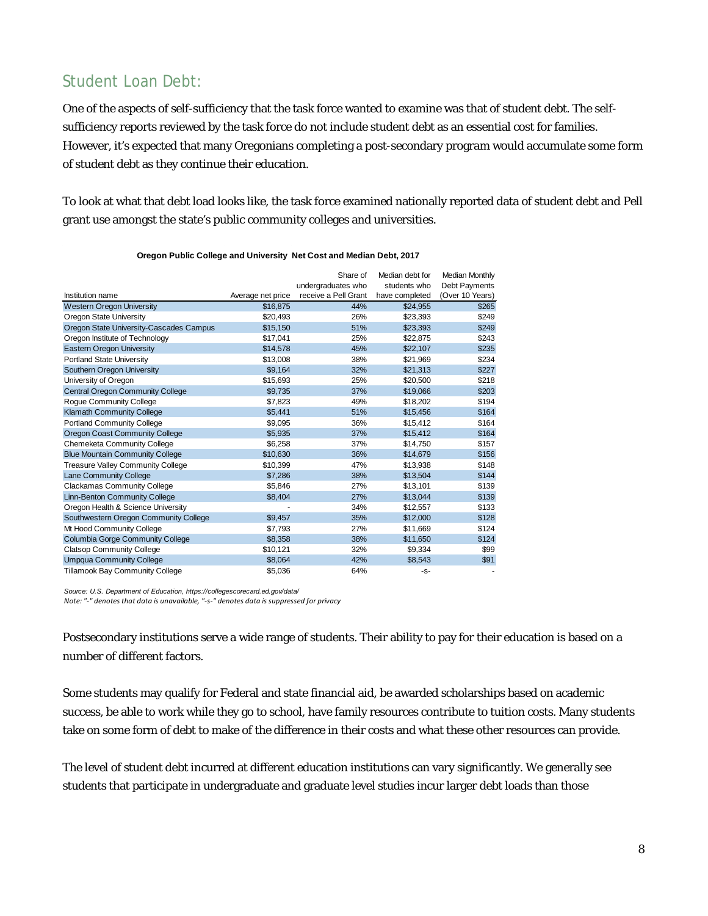## Student Loan Debt:

One of the aspects of self-sufficiency that the task force wanted to examine was that of student debt. The self-sufficiency reports reviewed by the task force do not include student debt as an essential cost for families. However, it's expected that many Oregonians completing a post-secondary program would accumulate some form of student debt as they continue their education.

To look at what that debt load looks like, the task force examined nationally reported data of student debt and Pell grant use amongst the state's public community colleges and universities.

**Oregon Public College and University Net Cost and Median Debt, 2017**

| Institution name | Average net price | Share of undergraduates who receive a Pell Grant | Median debt for students who have completed | Median Monthly Debt Payments (Over 10 Years) |
|---|---|---|---|---|
| Western Oregon University | $16,875 | 44% | $24,955 | $265 |
| Oregon State University | $20,493 | 26% | $23,393 | $249 |
| Oregon State University-Cascades Campus | $15,150 | 51% | $23,393 | $249 |
| Oregon Institute of Technology | $17,041 | 25% | $22,875 | $243 |
| Eastern Oregon University | $14,578 | 45% | $22,107 | $235 |
| Portland State University | $13,008 | 38% | $21,969 | $234 |
| Southern Oregon University | $9,164 | 32% | $21,313 | $227 |
| University of Oregon | $15,693 | 25% | $20,500 | $218 |
| Central Oregon Community College | $9,735 | 37% | $19,066 | $203 |
| Rogue Community College | $7,823 | 49% | $18,202 | $194 |
| Klamath Community College | $5,441 | 51% | $15,456 | $164 |
| Portland Community College | $9,095 | 36% | $15,412 | $164 |
| Oregon Coast Community College | $5,935 | 37% | $15,412 | $164 |
| Chemeketa Community College | $6,258 | 37% | $14,750 | $157 |
| Blue Mountain Community College | $10,630 | 36% | $14,679 | $156 |
| Treasure Valley Community College | $10,399 | 47% | $13,938 | $148 |
| Lane Community College | $7,286 | 38% | $13,504 | $144 |
| Clackamas Community College | $5,846 | 27% | $13,101 | $139 |
| Linn-Benton Community College | $8,404 | 27% | $13,044 | $139 |
| Oregon Health & Science University | - | 34% | $12,557 | $133 |
| Southwestern Oregon Community College | $9,457 | 35% | $12,000 | $128 |
| Mt Hood Community College | $7,793 | 27% | $11,669 | $124 |
| Columbia Gorge Community College | $8,358 | 38% | $11,650 | $124 |
| Clatsop Community College | $10,121 | 32% | $9,334 | $99 |
| Umpqua Community College | $8,064 | 42% | $8,543 | $91 |
| Tillamook Bay Community College | $5,036 | 64% | -s- | - |

*Source: U.S. Department of Education, https://collegescorecard.ed.gov/data/*
*Note: "-" denotes that data is unavailable, "-s-" denotes data is suppressed for privacy*

Postsecondary institutions serve a wide range of students. Their ability to pay for their education is based on a number of different factors.

Some students may qualify for Federal and state financial aid, be awarded scholarships based on academic success, be able to work while they go to school, have family resources contribute to tuition costs. Many students take on some form of debt to make of the difference in their costs and what these other resources can provide.

The level of student debt incurred at different education institutions can vary significantly. We generally see students that participate in undergraduate and graduate level studies incur larger debt loads than those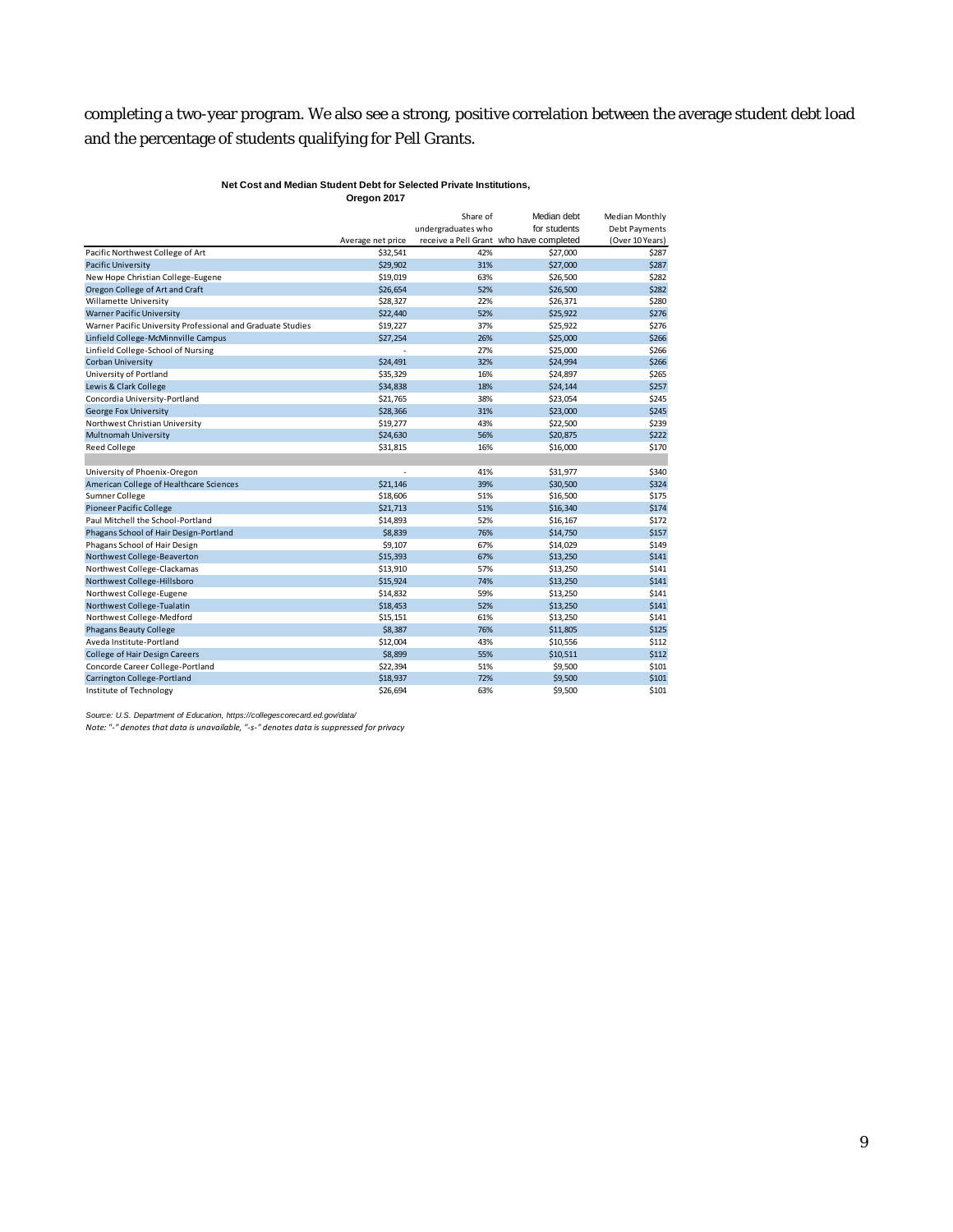completing a two-year program. We also see a strong, positive correlation between the average student debt load and the percentage of students qualifying for Pell Grants.

**Net Cost and Median Student Debt for Selected Private Institutions, Oregon 2017**

| | Average net price | Share of undergraduates who receive a Pell Grant | Median debt for students who have completed | Median Monthly Debt Payments (Over 10 Years) |
|---|---|---|---|---|
| Pacific Northwest College of Art | $32,541 | 42% | $27,000 | $287 |
| Pacific University | $29,902 | 31% | $27,000 | $287 |
| New Hope Christian College-Eugene | $19,019 | 63% | $26,500 | $282 |
| Oregon College of Art and Craft | $26,654 | 52% | $26,500 | $282 |
| Willamette University | $28,327 | 22% | $26,371 | $280 |
| Warner Pacific University | $22,440 | 52% | $25,922 | $276 |
| Warner Pacific University Professional and Graduate Studies | $19,227 | 37% | $25,922 | $276 |
| Linfield College-McMinnville Campus | $27,254 | 26% | $25,000 | $266 |
| Linfield College-School of Nursing | - | 27% | $25,000 | $266 |
| Corban University | $24,491 | 32% | $24,994 | $266 |
| University of Portland | $35,329 | 16% | $24,897 | $265 |
| Lewis & Clark College | $34,838 | 18% | $24,144 | $257 |
| Concordia University-Portland | $21,765 | 38% | $23,054 | $245 |
| George Fox University | $28,366 | 31% | $23,000 | $245 |
| Northwest Christian University | $19,277 | 43% | $22,500 | $239 |
| Multnomah University | $24,630 | 56% | $20,875 | $222 |
| Reed College | $31,815 | 16% | $16,000 | $170 |
| | | | | |
| University of Phoenix-Oregon | - | 41% | $31,977 | $340 |
| American College of Healthcare Sciences | $21,146 | 39% | $30,500 | $324 |
| Sumner College | $18,606 | 51% | $16,500 | $175 |
| Pioneer Pacific College | $21,713 | 51% | $16,340 | $174 |
| Paul Mitchell the School-Portland | $14,893 | 52% | $16,167 | $172 |
| Phagans School of Hair Design-Portland | $8,839 | 76% | $14,750 | $157 |
| Phagans School of Hair Design | $9,107 | 67% | $14,029 | $149 |
| Northwest College-Beaverton | $15,393 | 67% | $13,250 | $141 |
| Northwest College-Clackamas | $13,910 | 57% | $13,250 | $141 |
| Northwest College-Hillsboro | $15,924 | 74% | $13,250 | $141 |
| Northwest College-Eugene | $14,832 | 59% | $13,250 | $141 |
| Northwest College-Tualatin | $18,453 | 52% | $13,250 | $141 |
| Northwest College-Medford | $15,151 | 61% | $13,250 | $141 |
| Phagans Beauty College | $8,387 | 76% | $11,805 | $125 |
| Aveda Institute-Portland | $12,004 | 43% | $10,556 | $112 |
| College of Hair Design Careers | $8,899 | 55% | $10,511 | $112 |
| Concorde Career College-Portland | $22,394 | 51% | $9,500 | $101 |
| Carrington College-Portland | $18,937 | 72% | $9,500 | $101 |
| Institute of Technology | $26,694 | 63% | $9,500 | $101 |

*Source: U.S. Department of Education, https://collegescorecard.ed.gov/data/*
*Note: "-" denotes that data is unavailable, "-s-" denotes data is suppressed for privacy*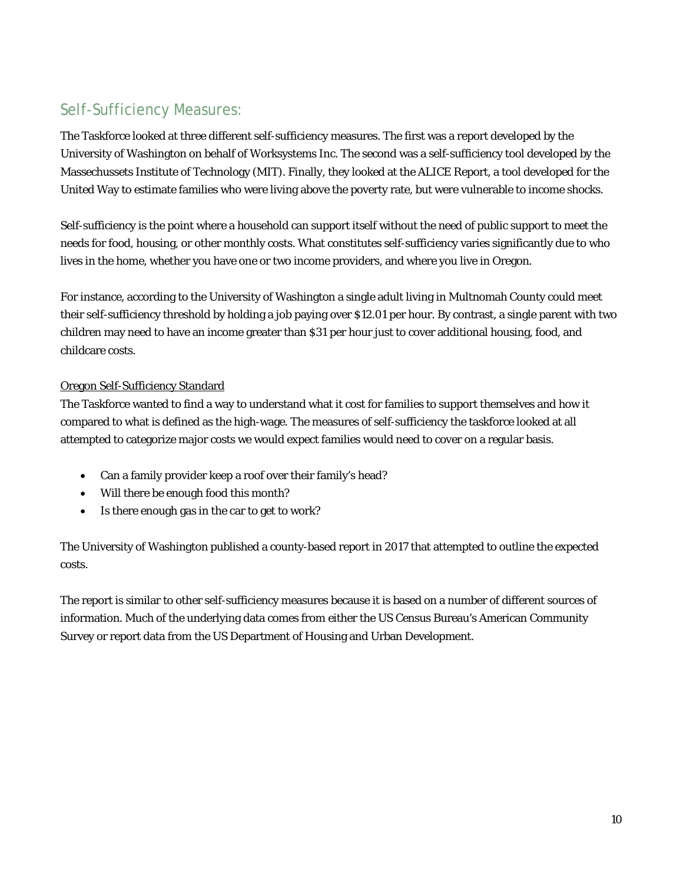## Self-Sufficiency Measures:

The Taskforce looked at three different self-sufficiency measures. The first was a report developed by the University of Washington on behalf of Worksystems Inc. The second was a self-sufficiency tool developed by the Massechussets Institute of Technology (MIT). Finally, they looked at the ALICE Report, a tool developed for the United Way to estimate families who were living above the poverty rate, but were vulnerable to income shocks.

Self-sufficiency is the point where a household can support itself without the need of public support to meet the needs for food, housing, or other monthly costs. What constitutes self-sufficiency varies significantly due to who lives in the home, whether you have one or two income providers, and where you live in Oregon.

For instance, according to the University of Washington a single adult living in Multnomah County could meet their self-sufficiency threshold by holding a job paying over $12.01 per hour. By contrast, a single parent with two children may need to have an income greater than $31 per hour just to cover additional housing, food, and childcare costs.

### Oregon Self-Sufficiency Standard

The Taskforce wanted to find a way to understand what it cost for families to support themselves and how it compared to what is defined as the high-wage. The measures of self-sufficiency the taskforce looked at all attempted to categorize major costs we would expect families would need to cover on a regular basis.

- Can a family provider keep a roof over their family's head?
- Will there be enough food this month?
- Is there enough gas in the car to get to work?

The University of Washington published a county-based report in 2017 that attempted to outline the expected costs.

The report is similar to other self-sufficiency measures because it is based on a number of different sources of information. Much of the underlying data comes from either the US Census Bureau's American Community Survey or report data from the US Department of Housing and Urban Development.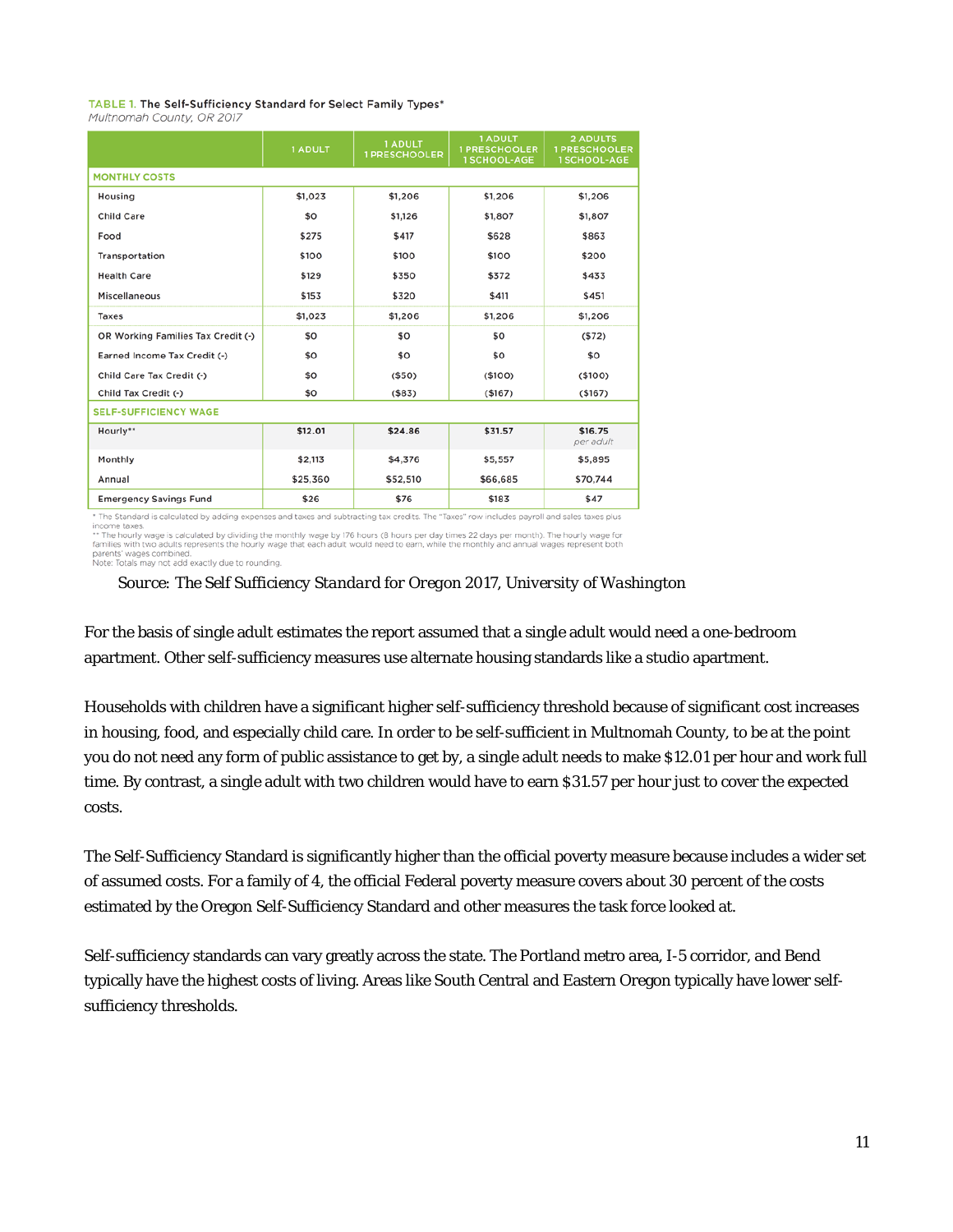**TABLE 1. The Self-Sufficiency Standard for Select Family Types***
*Multnomah County, OR 2017*

| | 1 ADULT | 1 ADULT 1 PRESCHOOLER | 1 ADULT 1 PRESCHOOLER 1 SCHOOL-AGE | 2 ADULTS 1 PRESCHOOLER 1 SCHOOL-AGE |
|---|---|---|---|---|
| **MONTHLY COSTS** | | | | |
| Housing | $1,023 | $1,206 | $1,206 | $1,206 |
| Child Care | $0 | $1,126 | $1,807 | $1,807 |
| Food | $275 | $417 | $628 | $863 |
| Transportation | $100 | $100 | $100 | $200 |
| Health Care | $129 | $350 | $372 | $433 |
| Miscellaneous | $153 | $320 | $411 | $451 |
| Taxes | $1,023 | $1,206 | $1,206 | $1,206 |
| OR Working Families Tax Credit (-) | $0 | $0 | $0 | ($72) |
| Earned Income Tax Credit (-) | $0 | $0 | $0 | $0 |
| Child Care Tax Credit (-) | $0 | ($50) | ($100) | ($100) |
| Child Tax Credit (-) | $0 | ($83) | ($167) | ($167) |
| **SELF-SUFFICIENCY WAGE** | | | | |
| Hourly** | $12.01 | $24.86 | $31.57 | $16.75 *per adult* |
| Monthly | $2,113 | $4,376 | $5,557 | $5,895 |
| Annual | $25,360 | $52,510 | $66,685 | $70,744 |
| Emergency Savings Fund | $26 | $76 | $183 | $47 |

\* The Standard is calculated by adding expenses and taxes and subtracting tax credits. The "Taxes" row includes payroll and sales taxes plus income taxes.
\*\* The hourly wage is calculated by dividing the monthly wage by 176 hours (8 hours per day times 22 days per month). The hourly wage for families with two adults represents the hourly wage that each adult would need to earn, while the monthly and annual wages represent both parents' wages combined.
Note: Totals may not add exactly due to rounding.

Source: *The Self Sufficiency Standard for Oregon 2017, University of Washington*

For the basis of single adult estimates the report assumed that a single adult would need a one-bedroom apartment. Other self-sufficiency measures use alternate housing standards like a studio apartment.

Households with children have a significant higher self-sufficiency threshold because of significant cost increases in housing, food, and especially child care. In order to be self-sufficient in Multnomah County, to be at the point you do not need any form of public assistance to get by, a single adult needs to make $12.01 per hour and work full time. By contrast, a single adult with two children would have to earn $31.57 per hour just to cover the expected costs.

The Self-Sufficiency Standard is significantly higher than the official poverty measure because includes a wider set of assumed costs. For a family of 4, the official Federal poverty measure covers about 30 percent of the costs estimated by the Oregon Self-Sufficiency Standard and other measures the task force looked at.

Self-sufficiency standards can vary greatly across the state. The Portland metro area, I-5 corridor, and Bend typically have the highest costs of living. Areas like South Central and Eastern Oregon typically have lower self-sufficiency thresholds.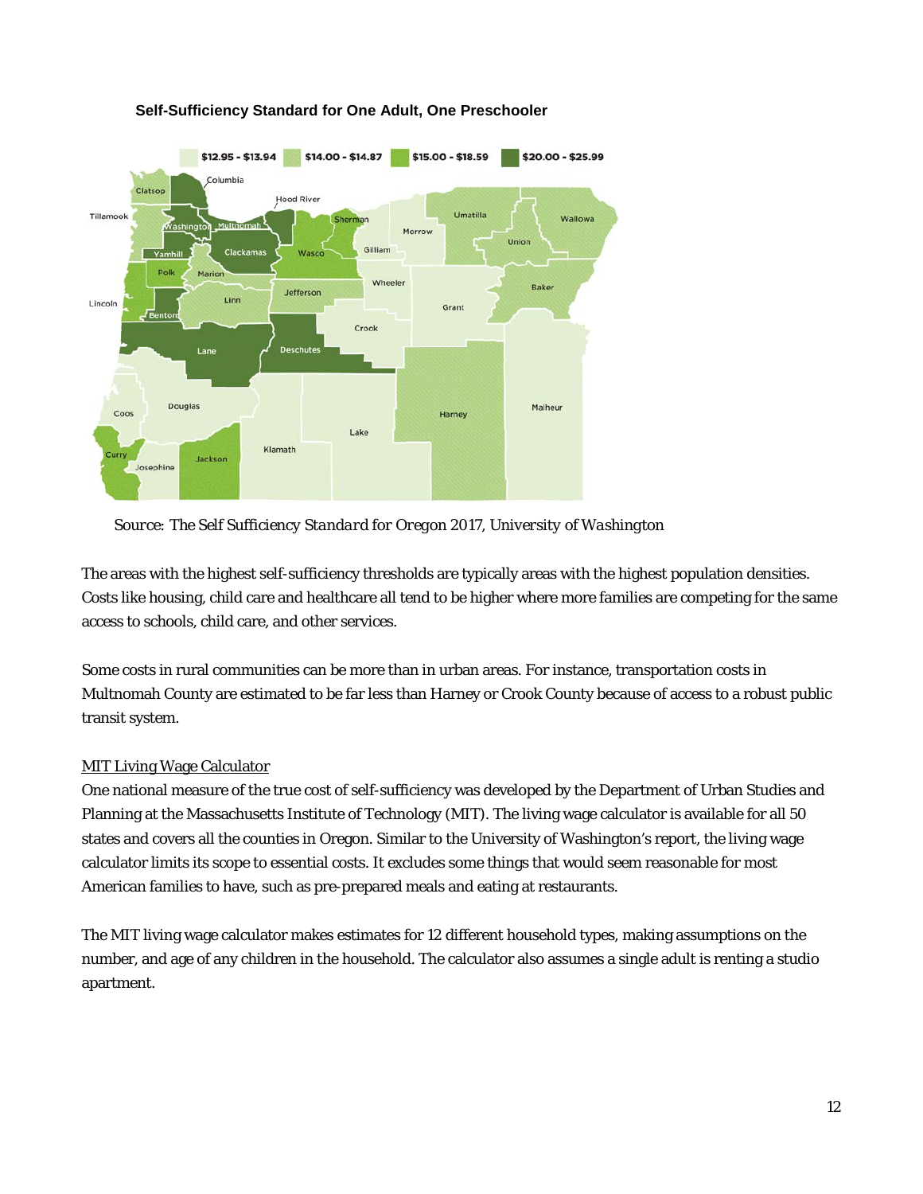**Self-Sufficiency Standard for One Adult, One Preschooler**

*Source: The Self Sufficiency Standard for Oregon 2017, University of Washington*

The areas with the highest self-sufficiency thresholds are typically areas with the highest population densities. Costs like housing, child care and healthcare all tend to be higher where more families are competing for the same access to schools, child care, and other services.

Some costs in rural communities can be more than in urban areas. For instance, transportation costs in Multnomah County are estimated to be far less than Harney or Crook County because of access to a robust public transit system.

<u>MIT Living Wage Calculator</u>

One national measure of the true cost of self-sufficiency was developed by the Department of Urban Studies and Planning at the Massachusetts Institute of Technology (MIT). The living wage calculator is available for all 50 states and covers all the counties in Oregon. Similar to the University of Washington's report, the living wage calculator limits its scope to essential costs. It excludes some things that would seem reasonable for most American families to have, such as pre-prepared meals and eating at restaurants.

The MIT living wage calculator makes estimates for 12 different household types, making assumptions on the number, and age of any children in the household. The calculator also assumes a single adult is renting a studio apartment.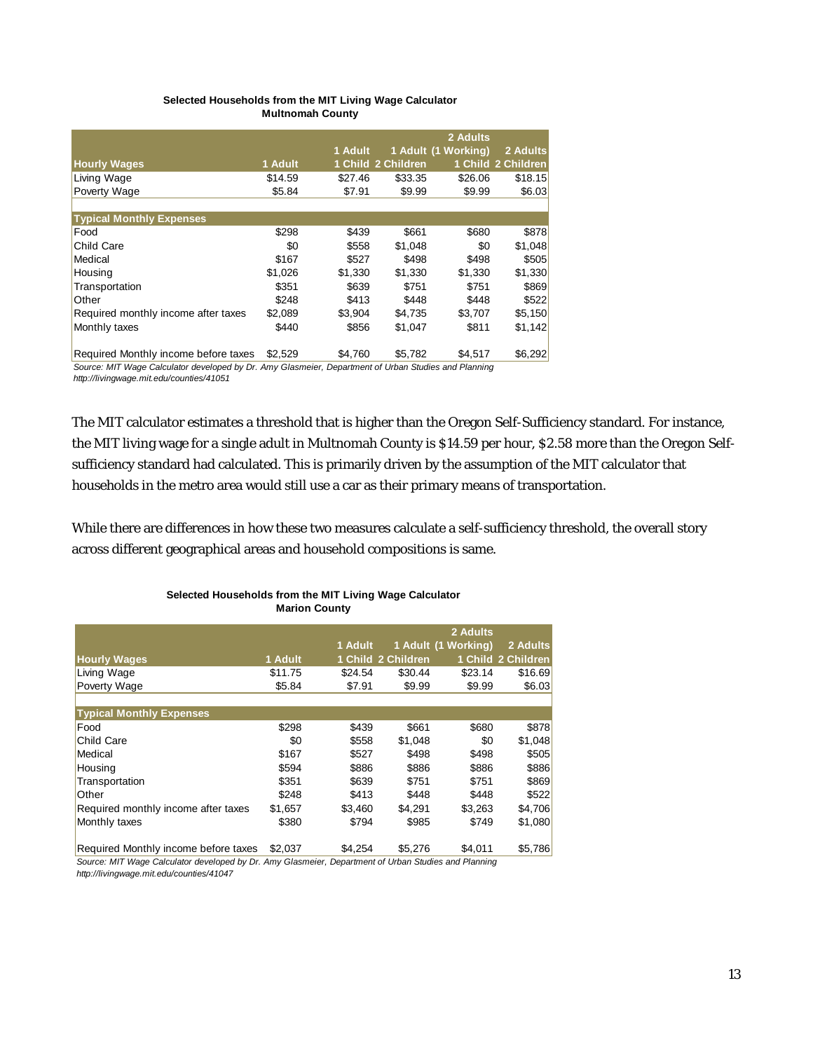**Selected Households from the MIT Living Wage Calculator**
**Multnomah County**

| Hourly Wages | 1 Adult | 1 Adult 1 Child | 1 Adult 2 Children | 2 Adults (1 Working) 1 Child | 2 Adults 2 Children |
|---|---|---|---|---|---|
| Living Wage | $14.59 | $27.46 | $33.35 | $26.06 | $18.15 |
| Poverty Wage | $5.84 | $7.91 | $9.99 | $9.99 | $6.03 |
| | | | | | |
| **Typical Monthly Expenses** | | | | | |
| Food | $298 | $439 | $661 | $680 | $878 |
| Child Care | $0 | $558 | $1,048 | $0 | $1,048 |
| Medical | $167 | $527 | $498 | $498 | $505 |
| Housing | $1,026 | $1,330 | $1,330 | $1,330 | $1,330 |
| Transportation | $351 | $639 | $751 | $751 | $869 |
| Other | $248 | $413 | $448 | $448 | $522 |
| Required monthly income after taxes | $2,089 | $3,904 | $4,735 | $3,707 | $5,150 |
| Monthly taxes | $440 | $856 | $1,047 | $811 | $1,142 |
| Required Monthly income before taxes | $2,529 | $4,760 | $5,782 | $4,517 | $6,292 |

*Source: MIT Wage Calculator developed by Dr. Amy Glasmeier, Department of Urban Studies and Planning*
*http://livingwage.mit.edu/counties/41051*

The MIT calculator estimates a threshold that is higher than the Oregon Self-Sufficiency standard. For instance, the MIT living wage for a single adult in Multnomah County is $14.59 per hour, $2.58 more than the Oregon Self-sufficiency standard had calculated. This is primarily driven by the assumption of the MIT calculator that households in the metro area would still use a car as their primary means of transportation.

While there are differences in how these two measures calculate a self-sufficiency threshold, the overall story across different geographical areas and household compositions is same.

**Selected Households from the MIT Living Wage Calculator**
**Marion County**

| Hourly Wages | 1 Adult | 1 Adult 1 Child | 1 Adult 2 Children | 2 Adults (1 Working) 1 Child | 2 Adults 2 Children |
|---|---|---|---|---|---|
| Living Wage | $11.75 | $24.54 | $30.44 | $23.14 | $16.69 |
| Poverty Wage | $5.84 | $7.91 | $9.99 | $9.99 | $6.03 |
| | | | | | |
| **Typical Monthly Expenses** | | | | | |
| Food | $298 | $439 | $661 | $680 | $878 |
| Child Care | $0 | $558 | $1,048 | $0 | $1,048 |
| Medical | $167 | $527 | $498 | $498 | $505 |
| Housing | $594 | $886 | $886 | $886 | $886 |
| Transportation | $351 | $639 | $751 | $751 | $869 |
| Other | $248 | $413 | $448 | $448 | $522 |
| Required monthly income after taxes | $1,657 | $3,460 | $4,291 | $3,263 | $4,706 |
| Monthly taxes | $380 | $794 | $985 | $749 | $1,080 |
| Required Monthly income before taxes | $2,037 | $4,254 | $5,276 | $4,011 | $5,786 |

*Source: MIT Wage Calculator developed by Dr. Amy Glasmeier, Department of Urban Studies and Planning*
*http://livingwage.mit.edu/counties/41047*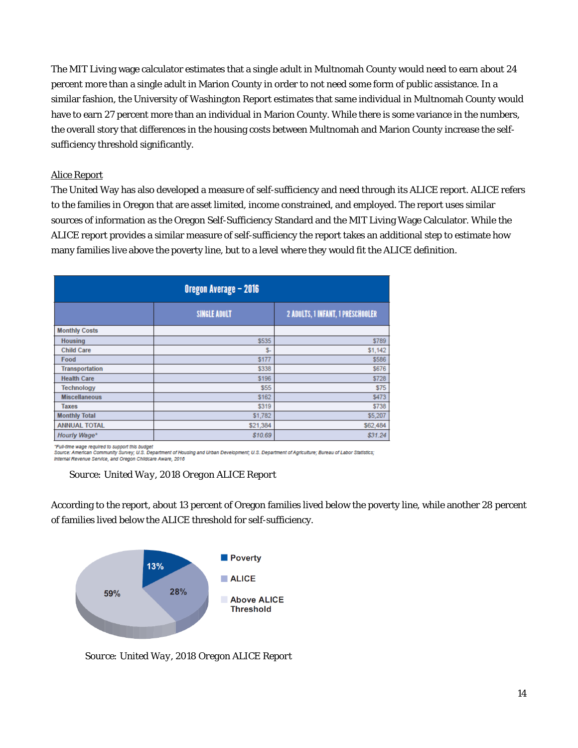The MIT Living wage calculator estimates that a single adult in Multnomah County would need to earn about 24 percent more than a single adult in Marion County in order to not need some form of public assistance. In a similar fashion, the University of Washington Report estimates that same individual in Multnomah County would have to earn 27 percent more than an individual in Marion County. While there is some variance in the numbers, the overall story that differences in the housing costs between Multnomah and Marion County increase the self-sufficiency threshold significantly.

Alice Report

The United Way has also developed a measure of self-sufficiency and need through its ALICE report. ALICE refers to the families in Oregon that are asset limited, income constrained, and employed. The report uses similar sources of information as the Oregon Self-Sufficiency Standard and the MIT Living Wage Calculator. While the ALICE report provides a similar measure of self-sufficiency the report takes an additional step to estimate how many families live above the poverty line, but to a level where they would fit the ALICE definition.

| Oregon Average – 2016 | | |
|---|---|---|
| | SINGLE ADULT | 2 ADULTS, 1 INFANT, 1 PRESCHOOLER |
| **Monthly Costs** | | |
| Housing | $535 | $789 |
| Child Care | $- | $1,142 |
| Food | $177 | $586 |
| Transportation | $338 | $676 |
| Health Care | $196 | $728 |
| Technology | $55 | $75 |
| Miscellaneous | $162 | $473 |
| Taxes | $319 | $738 |
| **Monthly Total** | $1,782 | $5,207 |
| **ANNUAL TOTAL** | $21,384 | $62,484 |
| *Hourly Wage** | *$10.69* | *$31.24* |

*\*Full-time wage required to support this budget*
*Source: American Community Survey; U.S. Department of Housing and Urban Development; U.S. Department of Agriculture; Bureau of Labor Statistics; Internal Revenue Service, and Oregon Childcare Aware, 2016*

Source: *United Way, 2018 Oregon ALICE Report*

According to the report, about 13 percent of Oregon families lived below the poverty line, while another 28 percent of families lived below the ALICE threshold for self-sufficiency.

| Category | Percent |
|---|---|
| Poverty | 13% |
| ALICE | 28% |
| Above ALICE Threshold | 59% |

Source: *United Way, 2018 Oregon ALICE Report*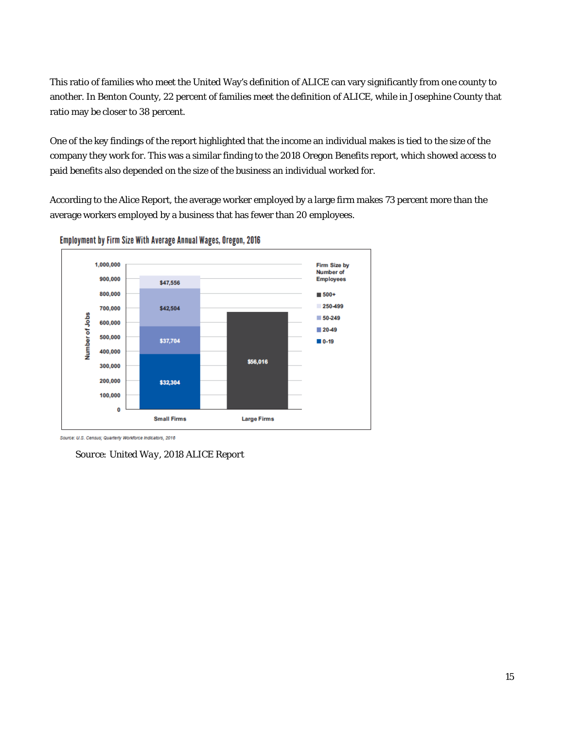This ratio of families who meet the United Way's definition of ALICE can vary significantly from one county to another. In Benton County, 22 percent of families meet the definition of ALICE, while in Josephine County that ratio may be closer to 38 percent.

One of the key findings of the report highlighted that the income an individual makes is tied to the size of the company they work for. This was a similar finding to the 2018 Oregon Benefits report, which showed access to paid benefits also depended on the size of the business an individual worked for.

According to the Alice Report, the average worker employed by a large firm makes 73 percent more than the average workers employed by a business that has fewer than 20 employees.

**Employment by Firm Size With Average Annual Wages, Oregon, 2016**

| Firm Size by Number of Employees | Category | Average Annual Wage |
|---|---|---|
| 0-19 | Small Firms | $32,304 |
| 20-49 | Small Firms | $37,704 |
| 50-249 | Small Firms | $42,504 |
| 250-499 | Small Firms | $47,556 |
| 500+ | Large Firms | $56,016 |

Source: U.S. Census; Quarterly Workforce Indicators, 2016

Source: *United Way*, 2018 ALICE Report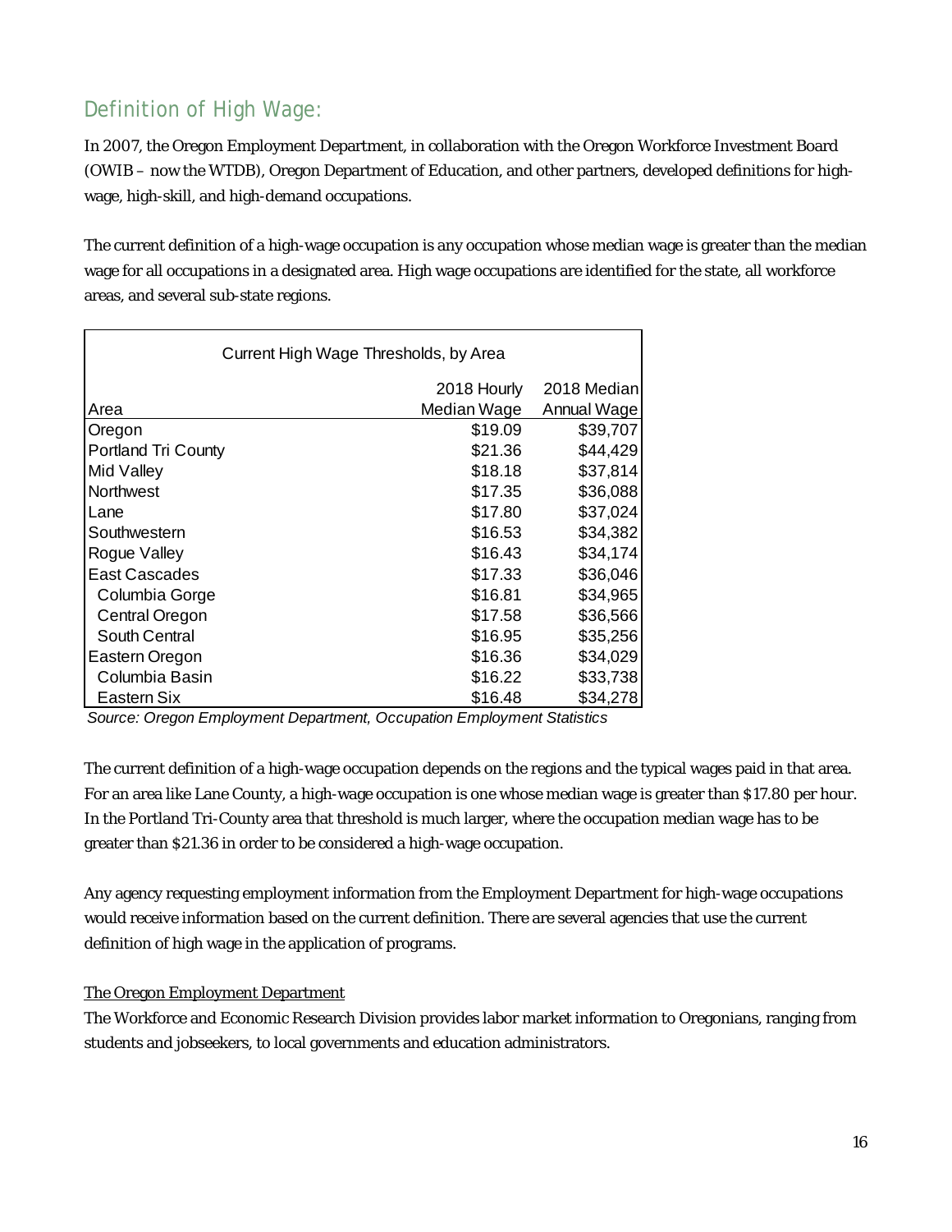## Definition of High Wage:

In 2007, the Oregon Employment Department, in collaboration with the Oregon Workforce Investment Board (OWIB – now the WTDB), Oregon Department of Education, and other partners, developed definitions for high-wage, high-skill, and high-demand occupations.

The current definition of a high-wage occupation is any occupation whose median wage is greater than the median wage for all occupations in a designated area. High wage occupations are identified for the state, all workforce areas, and several sub-state regions.

Current High Wage Thresholds, by Area

| Area | 2018 Hourly Median Wage | 2018 Median Annual Wage |
|---|---|---|
| Oregon | $19.09 | $39,707 |
| Portland Tri County | $21.36 | $44,429 |
| Mid Valley | $18.18 | $37,814 |
| Northwest | $17.35 | $36,088 |
| Lane | $17.80 | $37,024 |
| Southwestern | $16.53 | $34,382 |
| Rogue Valley | $16.43 | $34,174 |
| East Cascades | $17.33 | $36,046 |
| Columbia Gorge | $16.81 | $34,965 |
| Central Oregon | $17.58 | $36,566 |
| South Central | $16.95 | $35,256 |
| Eastern Oregon | $16.36 | $34,029 |
| Columbia Basin | $16.22 | $33,738 |
| Eastern Six | $16.48 | $34,278 |

*Source: Oregon Employment Department, Occupation Employment Statistics*

The current definition of a high-wage occupation depends on the regions and the typical wages paid in that area. For an area like Lane County, a high-wage occupation is one whose median wage is greater than $17.80 per hour. In the Portland Tri-County area that threshold is much larger, where the occupation median wage has to be greater than $21.36 in order to be considered a high-wage occupation.

Any agency requesting employment information from the Employment Department for high-wage occupations would receive information based on the current definition. There are several agencies that use the current definition of high wage in the application of programs.

<u>The Oregon Employment Department</u>

The Workforce and Economic Research Division provides labor market information to Oregonians, ranging from students and jobseekers, to local governments and education administrators.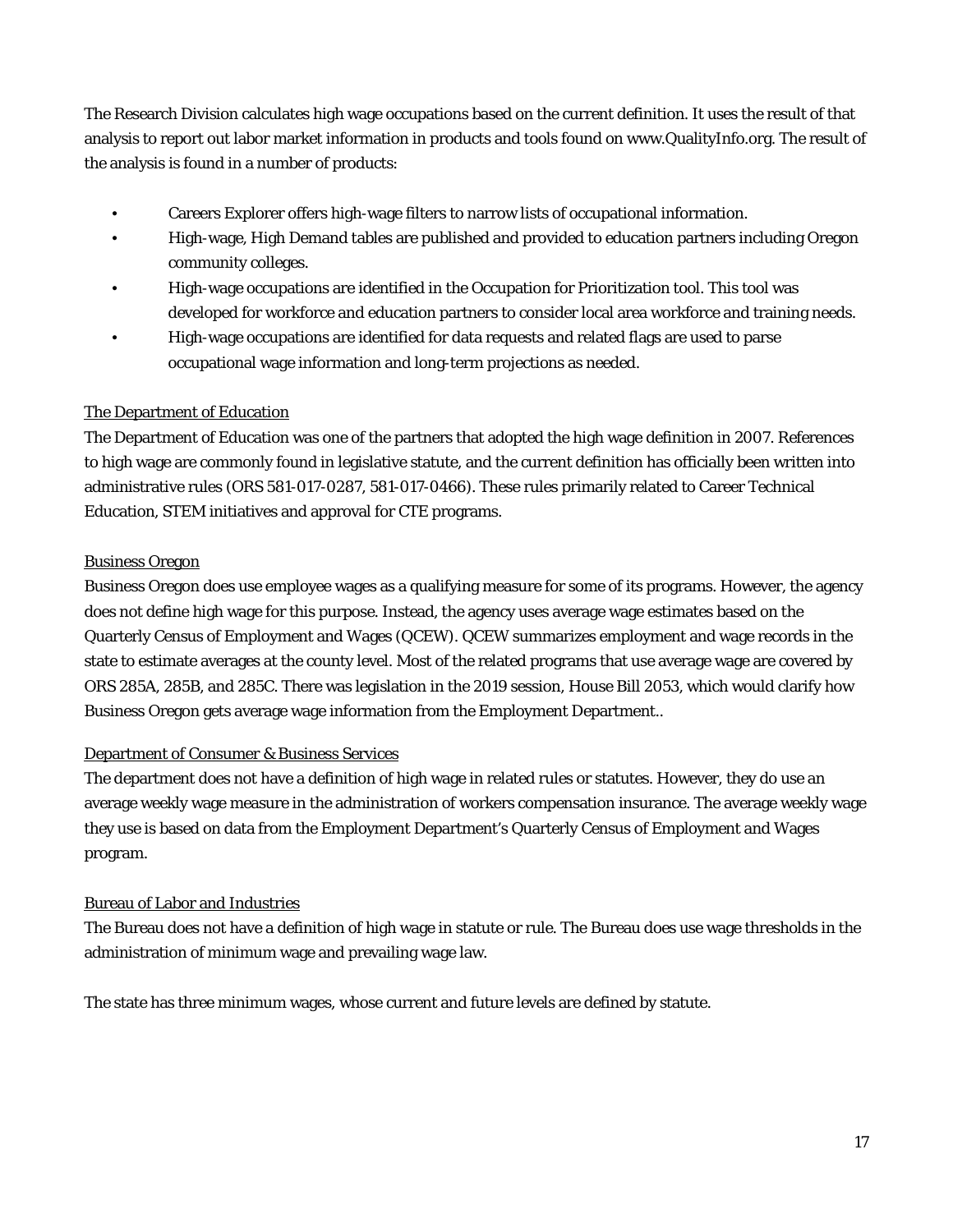The Research Division calculates high wage occupations based on the current definition. It uses the result of that analysis to report out labor market information in products and tools found on www.QualityInfo.org. The result of the analysis is found in a number of products:

- Careers Explorer offers high-wage filters to narrow lists of occupational information.
- High-wage, High Demand tables are published and provided to education partners including Oregon community colleges.
- High-wage occupations are identified in the Occupation for Prioritization tool. This tool was developed for workforce and education partners to consider local area workforce and training needs.
- High-wage occupations are identified for data requests and related flags are used to parse occupational wage information and long-term projections as needed.

<u>The Department of Education</u>

The Department of Education was one of the partners that adopted the high wage definition in 2007. References to high wage are commonly found in legislative statute, and the current definition has officially been written into administrative rules (ORS 581-017-0287, 581-017-0466). These rules primarily related to Career Technical Education, STEM initiatives and approval for CTE programs.

<u>Business Oregon</u>

Business Oregon does use employee wages as a qualifying measure for some of its programs. However, the agency does not define high wage for this purpose. Instead, the agency uses average wage estimates based on the Quarterly Census of Employment and Wages (QCEW). QCEW summarizes employment and wage records in the state to estimate averages at the county level. Most of the related programs that use average wage are covered by ORS 285A, 285B, and 285C. There was legislation in the 2019 session, House Bill 2053, which would clarify how Business Oregon gets average wage information from the Employment Department..

<u>Department of Consumer & Business Services</u>

The department does not have a definition of high wage in related rules or statutes. However, they do use an average weekly wage measure in the administration of workers compensation insurance. The average weekly wage they use is based on data from the Employment Department's Quarterly Census of Employment and Wages program.

<u>Bureau of Labor and Industries</u>

The Bureau does not have a definition of high wage in statute or rule. The Bureau does use wage thresholds in the administration of minimum wage and prevailing wage law.

The state has three minimum wages, whose current and future levels are defined by statute.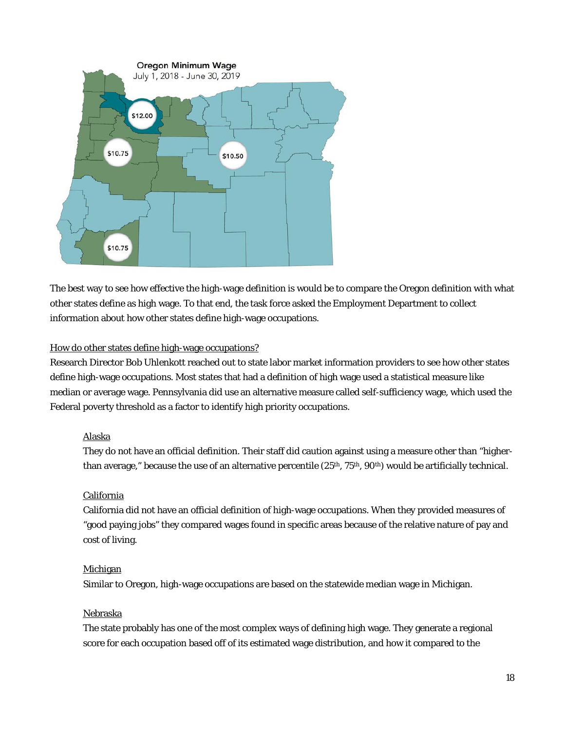Oregon Minimum Wage
July 1, 2018 - June 30, 2019

$12.00

$10.75

$10.50

$10.75

The best way to see how effective the high-wage definition is would be to compare the Oregon definition with what other states define as high wage. To that end, the task force asked the Employment Department to collect information about how other states define high-wage occupations.

How do other states define high-wage occupations?

Research Director Bob Uhlenkott reached out to state labor market information providers to see how other states define high-wage occupations. Most states that had a definition of high wage used a statistical measure like median or average wage. Pennsylvania did use an alternative measure called self-sufficiency wage, which used the Federal poverty threshold as a factor to identify high priority occupations.

Alaska

They do not have an official definition. Their staff did caution against using a measure other than "higher-than average," because the use of an alternative percentile (25th, 75th, 90th) would be artificially technical.

California

California did not have an official definition of high-wage occupations. When they provided measures of "good paying jobs" they compared wages found in specific areas because of the relative nature of pay and cost of living.

Michigan

Similar to Oregon, high-wage occupations are based on the statewide median wage in Michigan.

Nebraska

The state probably has one of the most complex ways of defining high wage. They generate a regional score for each occupation based off of its estimated wage distribution, and how it compared to the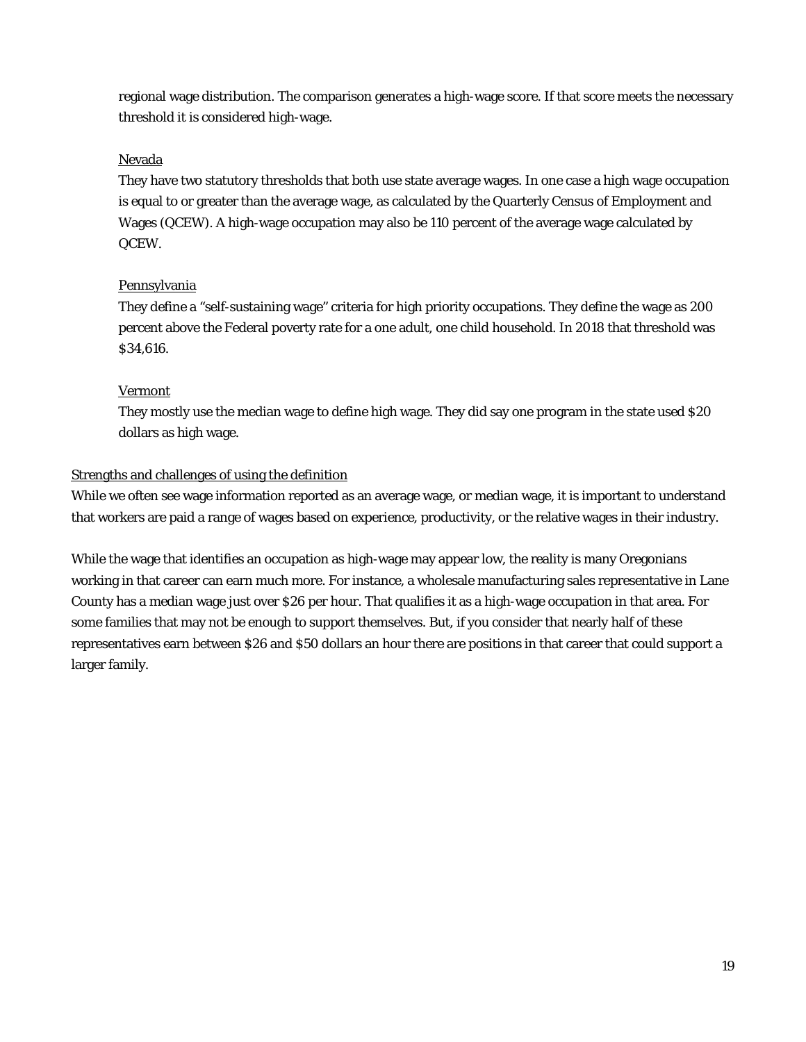regional wage distribution. The comparison generates a high-wage score. If that score meets the necessary threshold it is considered high-wage.

<u>Nevada</u>

They have two statutory thresholds that both use state average wages. In one case a high wage occupation is equal to or greater than the average wage, as calculated by the Quarterly Census of Employment and Wages (QCEW). A high-wage occupation may also be 110 percent of the average wage calculated by QCEW.

<u>Pennsylvania</u>

They define a "self-sustaining wage" criteria for high priority occupations. They define the wage as 200 percent above the Federal poverty rate for a one adult, one child household. In 2018 that threshold was $34,616.

<u>Vermont</u>

They mostly use the median wage to define high wage. They did say one program in the state used $20 dollars as high wage.

<u>Strengths and challenges of using the definition</u>

While we often see wage information reported as an average wage, or median wage, it is important to understand that workers are paid a range of wages based on experience, productivity, or the relative wages in their industry.

While the wage that identifies an occupation as high-wage may appear low, the reality is many Oregonians working in that career can earn much more. For instance, a wholesale manufacturing sales representative in Lane County has a median wage just over $26 per hour. That qualifies it as a high-wage occupation in that area. For some families that may not be enough to support themselves. But, if you consider that nearly half of these representatives earn between $26 and $50 dollars an hour there are positions in that career that could support a larger family.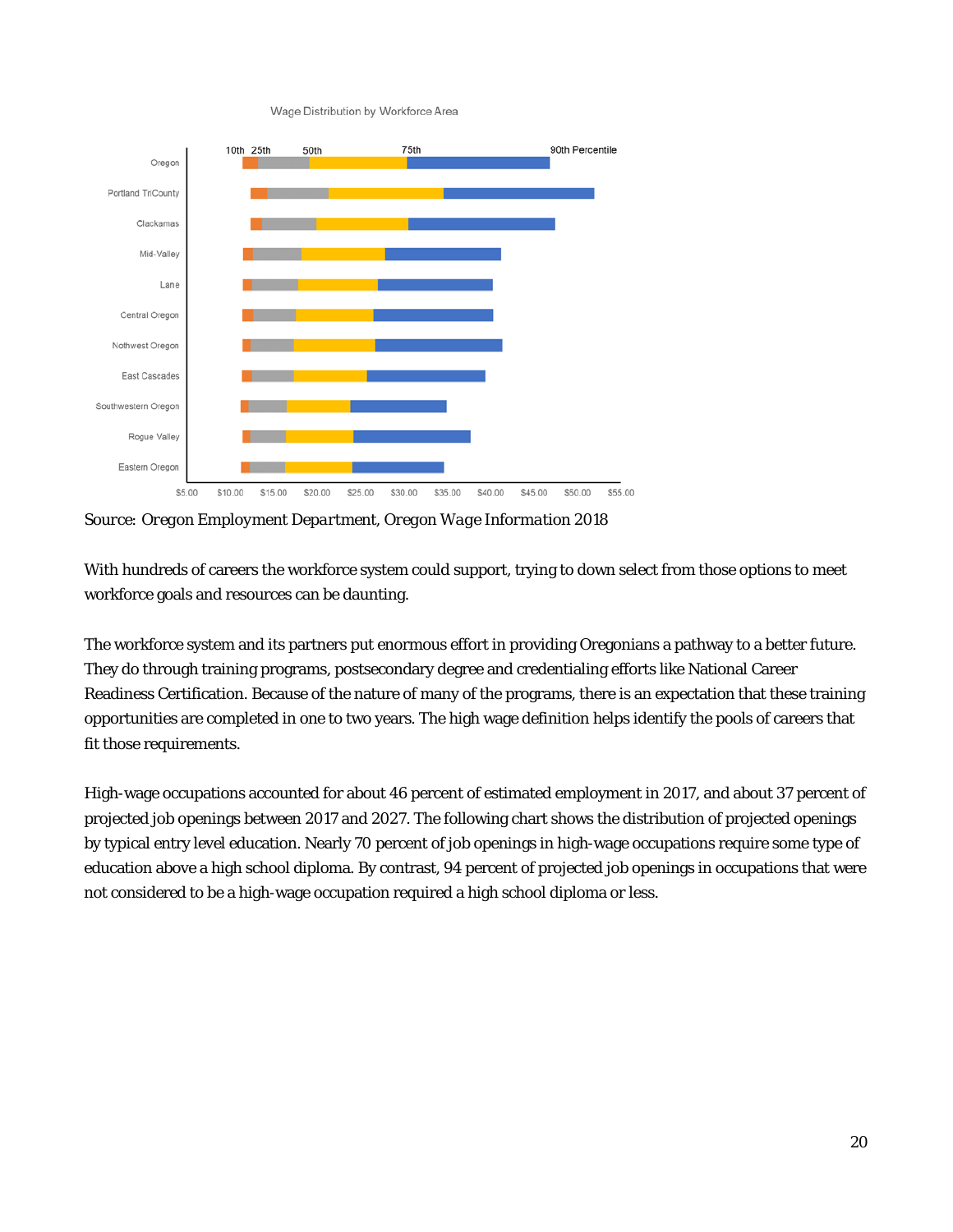Wage Distribution by Workforce Area

Source: *Oregon Employment Department, Oregon Wage Information 2018*

With hundreds of careers the workforce system could support, trying to down select from those options to meet workforce goals and resources can be daunting.

The workforce system and its partners put enormous effort in providing Oregonians a pathway to a better future. They do through training programs, postsecondary degree and credentialing efforts like National Career Readiness Certification. Because of the nature of many of the programs, there is an expectation that these training opportunities are completed in one to two years. The high wage definition helps identify the pools of careers that fit those requirements.

High-wage occupations accounted for about 46 percent of estimated employment in 2017, and about 37 percent of projected job openings between 2017 and 2027. The following chart shows the distribution of projected openings by typical entry level education. Nearly 70 percent of job openings in high-wage occupations require some type of education above a high school diploma. By contrast, 94 percent of projected job openings in occupations that were not considered to be a high-wage occupation required a high school diploma or less.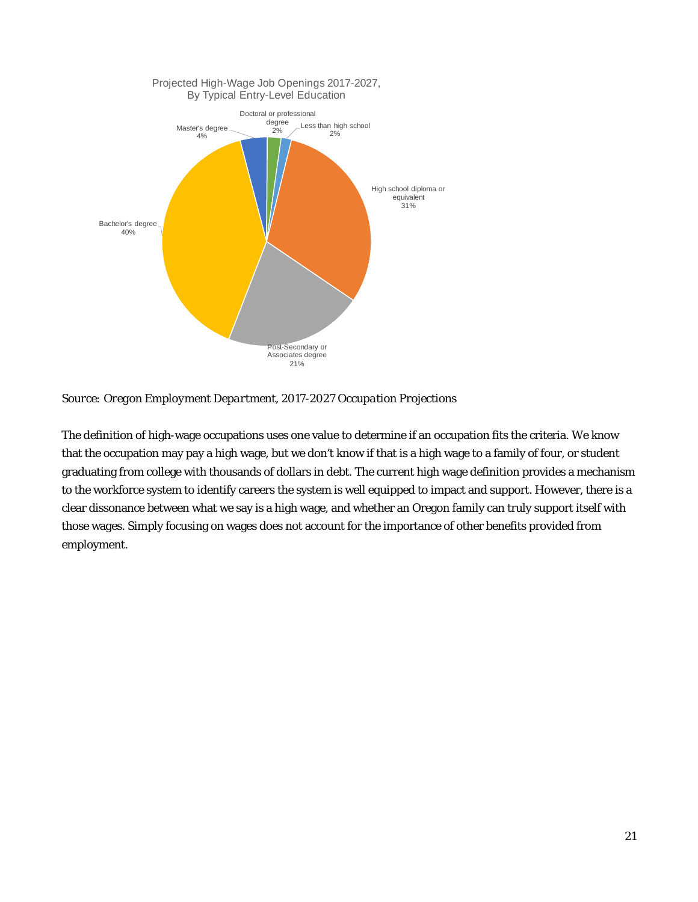Projected High-Wage Job Openings 2017-2027, By Typical Entry-Level Education

| Typical Entry-Level Education | Share |
|---|---|
| Doctoral or professional degree | 2% |
| Less than high school | 2% |
| High school diploma or equivalent | 31% |
| Post-Secondary or Associates degree | 21% |
| Bachelor's degree | 40% |
| Master's degree | 4% |

*Source: Oregon Employment Department, 2017-2027 Occupation Projections*

The definition of high-wage occupations uses one value to determine if an occupation fits the criteria. We know that the occupation may pay a high wage, but we don't know if that is a high wage to a family of four, or student graduating from college with thousands of dollars in debt. The current high wage definition provides a mechanism to the workforce system to identify careers the system is well equipped to impact and support. However, there is a clear dissonance between what we say is a high wage, and whether an Oregon family can truly support itself with those wages. Simply focusing on wages does not account for the importance of other benefits provided from employment.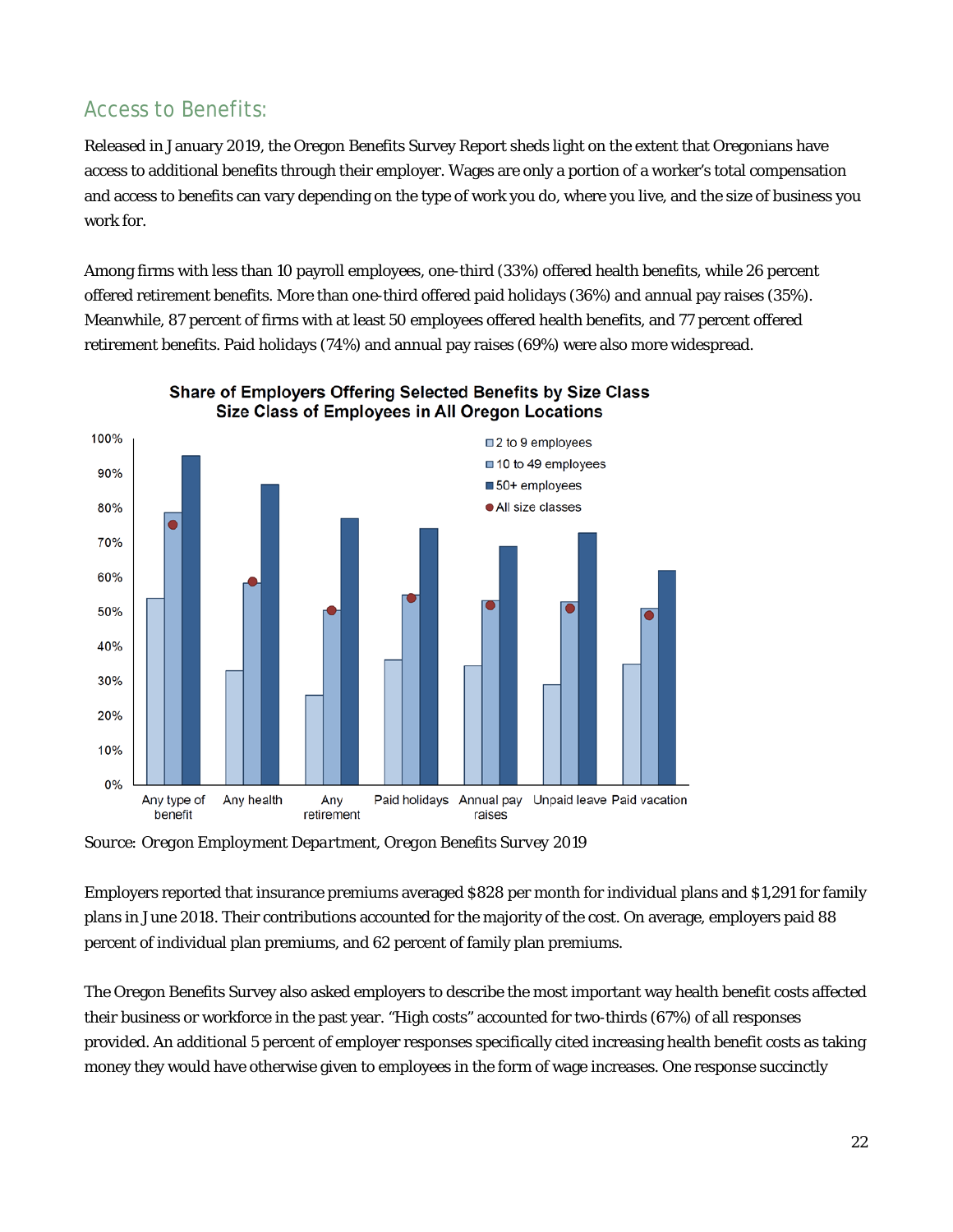## Access to Benefits:

Released in January 2019, the Oregon Benefits Survey Report sheds light on the extent that Oregonians have access to additional benefits through their employer. Wages are only a portion of a worker's total compensation and access to benefits can vary depending on the type of work you do, where you live, and the size of business you work for.

Among firms with less than 10 payroll employees, one-third (33%) offered health benefits, while 26 percent offered retirement benefits. More than one-third offered paid holidays (36%) and annual pay raises (35%). Meanwhile, 87 percent of firms with at least 50 employees offered health benefits, and 77 percent offered retirement benefits. Paid holidays (74%) and annual pay raises (69%) were also more widespread.

**Share of Employers Offering Selected Benefits by Size Class**
**Size Class of Employees in All Oregon Locations**

Source: Oregon Employment Department, Oregon Benefits Survey 2019

Employers reported that insurance premiums averaged $828 per month for individual plans and $1,291 for family plans in June 2018. Their contributions accounted for the majority of the cost. On average, employers paid 88 percent of individual plan premiums, and 62 percent of family plan premiums.

The Oregon Benefits Survey also asked employers to describe the most important way health benefit costs affected their business or workforce in the past year. "High costs" accounted for two-thirds (67%) of all responses provided. An additional 5 percent of employer responses specifically cited increasing health benefit costs as taking money they would have otherwise given to employees in the form of wage increases. One response succinctly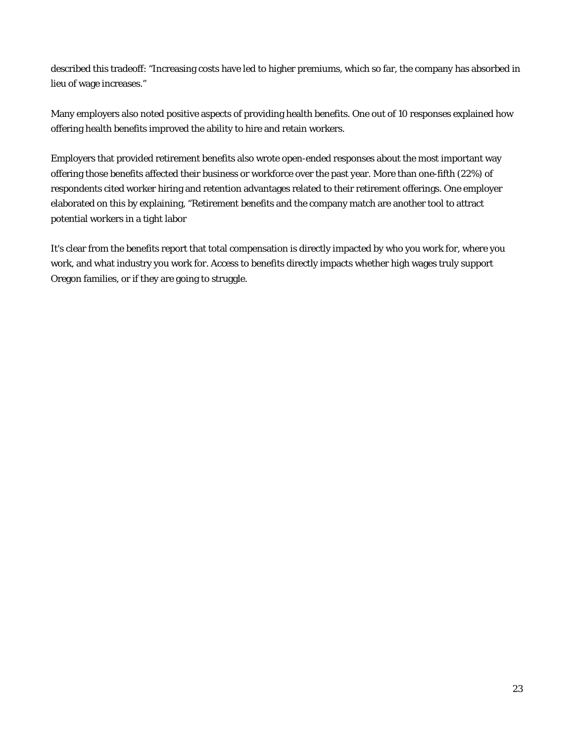described this tradeoff: "Increasing costs have led to higher premiums, which so far, the company has absorbed in lieu of wage increases."

Many employers also noted positive aspects of providing health benefits. One out of 10 responses explained how offering health benefits improved the ability to hire and retain workers.

Employers that provided retirement benefits also wrote open-ended responses about the most important way offering those benefits affected their business or workforce over the past year. More than one-fifth (22%) of respondents cited worker hiring and retention advantages related to their retirement offerings. One employer elaborated on this by explaining, "Retirement benefits and the company match are another tool to attract potential workers in a tight labor

It's clear from the benefits report that total compensation is directly impacted by who you work for, where you work, and what industry you work for. Access to benefits directly impacts whether high wages truly support Oregon families, or if they are going to struggle.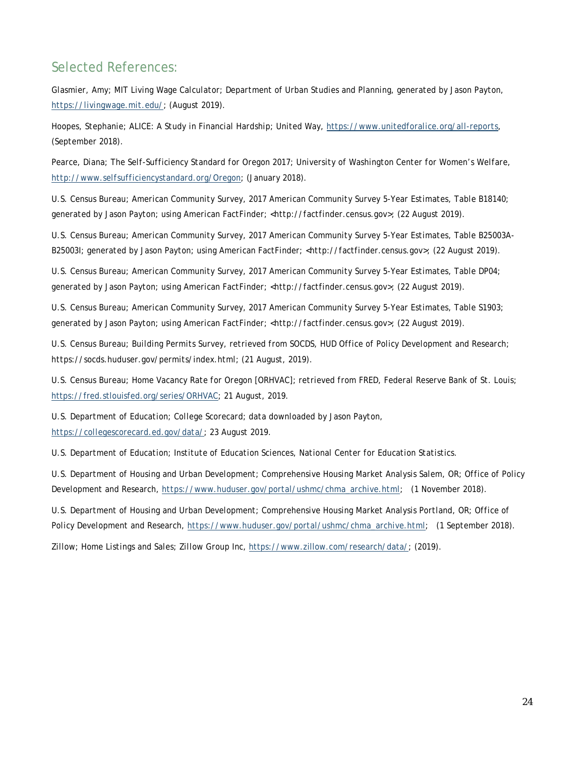## Selected References:

Glasmier, Amy; MIT Living Wage Calculator; Department of Urban Studies and Planning, generated by Jason Payton, https://livingwage.mit.edu/; (August 2019).

Hoopes, Stephanie; ALICE: A Study in Financial Hardship; United Way, https://www.unitedforalice.org/all-reports, (September 2018).

Pearce, Diana; The Self-Sufficiency Standard for Oregon 2017; University of Washington Center for Women's Welfare, http://www.selfsufficiencystandard.org/Oregon; (January 2018).

U.S. Census Bureau; American Community Survey, 2017 American Community Survey 5-Year Estimates, Table B18140; generated by Jason Payton; using American FactFinder; <http://factfinder.census.gov>; (22 August 2019).

U.S. Census Bureau; American Community Survey, 2017 American Community Survey 5-Year Estimates, Table B25003A-B25003I; generated by Jason Payton; using American FactFinder; <http://factfinder.census.gov>; (22 August 2019).

U.S. Census Bureau; American Community Survey, 2017 American Community Survey 5-Year Estimates, Table DP04; generated by Jason Payton; using American FactFinder; <http://factfinder.census.gov>; (22 August 2019).

U.S. Census Bureau; American Community Survey, 2017 American Community Survey 5-Year Estimates, Table S1903; generated by Jason Payton; using American FactFinder; <http://factfinder.census.gov>; (22 August 2019).

U.S. Census Bureau; Building Permits Survey, retrieved from SOCDS, HUD Office of Policy Development and Research; https://socds.huduser.gov/permits/index.html; (21 August, 2019).

U.S. Census Bureau; Home Vacancy Rate for Oregon [ORHVAC]; retrieved from FRED, Federal Reserve Bank of St. Louis; https://fred.stlouisfed.org/series/ORHVAC; 21 August, 2019.

U.S. Department of Education; College Scorecard; data downloaded by Jason Payton, https://collegescorecard.ed.gov/data/; 23 August 2019.

U.S. Department of Education; Institute of Education Sciences, National Center for Education Statistics.

U.S. Department of Housing and Urban Development; Comprehensive Housing Market Analysis Salem, OR; Office of Policy Development and Research, https://www.huduser.gov/portal/ushmc/chma_archive.html; (1 November 2018).

U.S. Department of Housing and Urban Development; Comprehensive Housing Market Analysis Portland, OR; Office of Policy Development and Research, https://www.huduser.gov/portal/ushmc/chma_archive.html; (1 September 2018).

Zillow; Home Listings and Sales; Zillow Group Inc, https://www.zillow.com/research/data/; (2019).